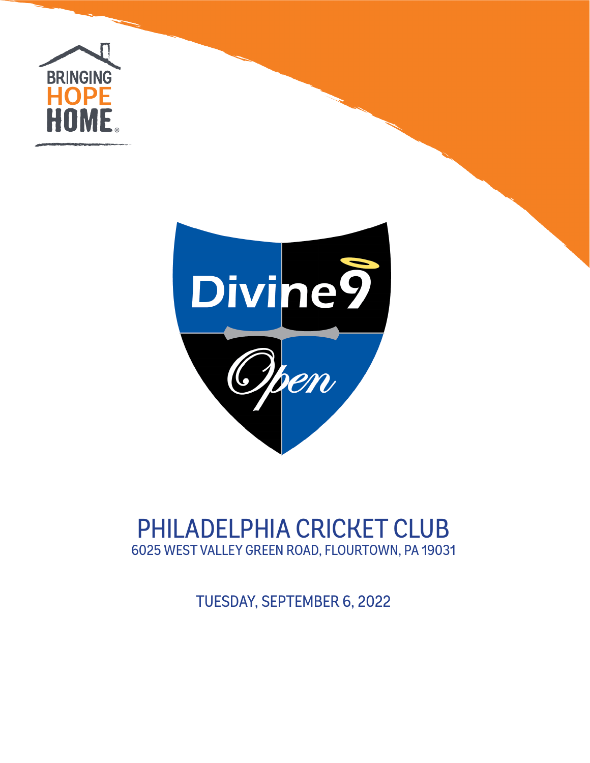BRINGING HOPE HOME®

# Divine9 Open

## PHILADELPHIA CRICKET CLUB

6025 WEST VALLEY GREEN ROAD, FLOURTOWN, PA 19031

TUESDAY, SEPTEMBER 6, 2022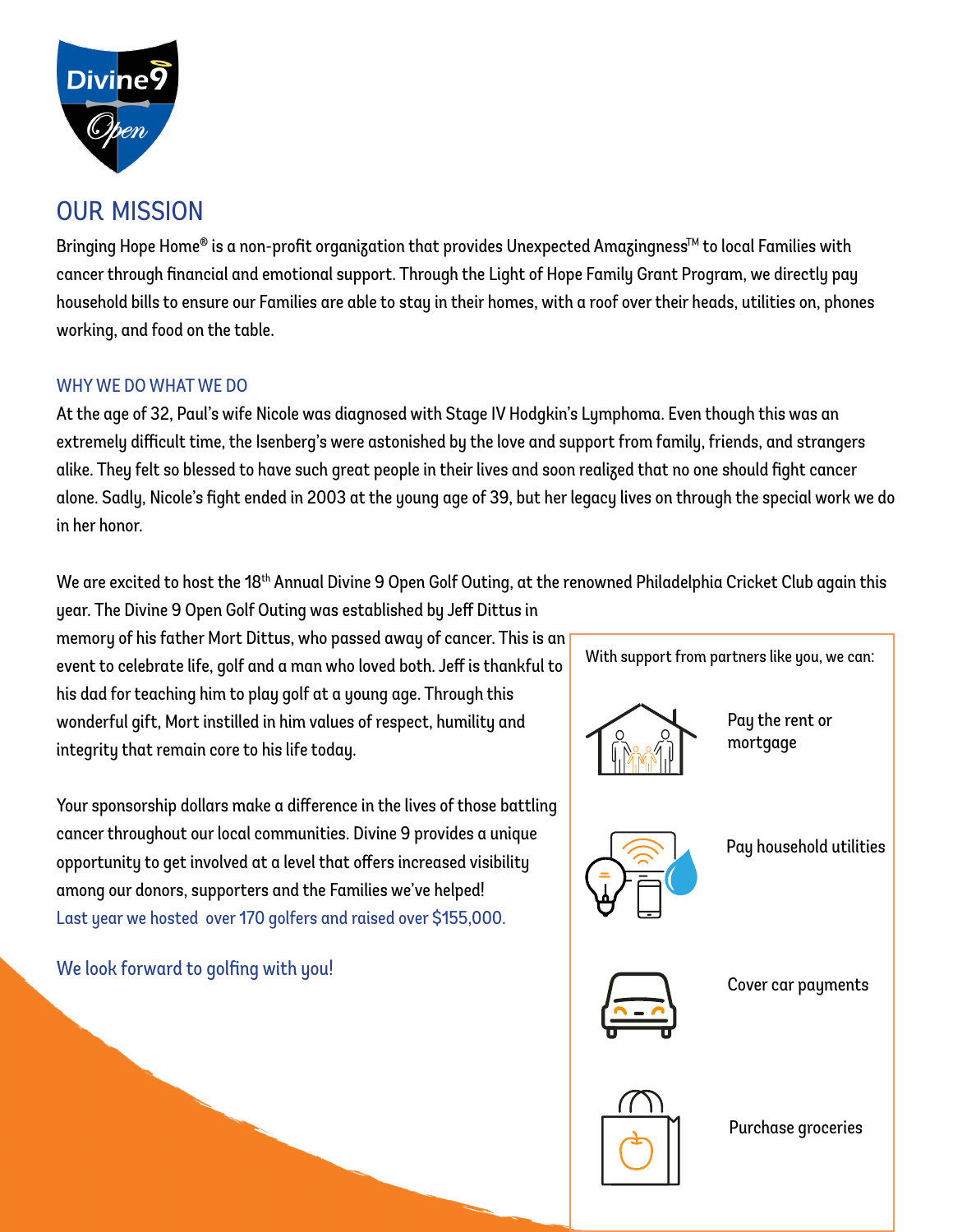Divine9 Open

## OUR MISSION

Bringing Hope Home® is a non-profit organization that provides Unexpected Amazingness™ to local Families with cancer through financial and emotional support. Through the Light of Hope Family Grant Program, we directly pay household bills to ensure our Families are able to stay in their homes, with a roof over their heads, utilities on, phones working, and food on the table.

### WHY WE DO WHAT WE DO

At the age of 32, Paul's wife Nicole was diagnosed with Stage IV Hodgkin's Lymphoma. Even though this was an extremely difficult time, the Isenberg's were astonished by the love and support from family, friends, and strangers alike. They felt so blessed to have such great people in their lives and soon realized that no one should fight cancer alone. Sadly, Nicole's fight ended in 2003 at the young age of 39, but her legacy lives on through the special work we do in her honor.

We are excited to host the 18th Annual Divine 9 Open Golf Outing, at the renowned Philadelphia Cricket Club again this year. The Divine 9 Open Golf Outing was established by Jeff Dittus in memory of his father Mort Dittus, who passed away of cancer. This is an event to celebrate life, golf and a man who loved both. Jeff is thankful to his dad for teaching him to play golf at a young age. Through this wonderful gift, Mort instilled in him values of respect, humility and integrity that remain core to his life today.

Your sponsorship dollars make a difference in the lives of those battling cancer throughout our local communities. Divine 9 provides a unique opportunity to get involved at a level that offers increased visibility among our donors, supporters and the Families we've helped! Last year we hosted over 170 golfers and raised over $155,000.

We look forward to golfing with you!

With support from partners like you, we can:

- Pay the rent or mortgage
- Pay household utilities
- Cover car payments
- Purchase groceries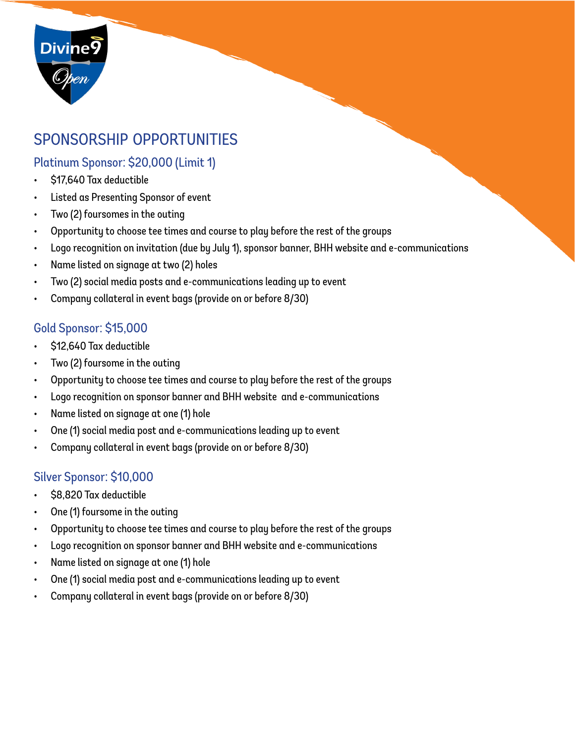Divine9 Open

# SPONSORSHIP OPPORTUNITIES

## Platinum Sponsor: $20,000 (Limit 1)

- $17,640 Tax deductible
- Listed as Presenting Sponsor of event
- Two (2) foursomes in the outing
- Opportunity to choose tee times and course to play before the rest of the groups
- Logo recognition on invitation (due by July 1), sponsor banner, BHH website and e-communications
- Name listed on signage at two (2) holes
- Two (2) social media posts and e-communications leading up to event
- Company collateral in event bags (provide on or before 8/30)

## Gold Sponsor: $15,000

- $12,640 Tax deductible
- Two (2) foursome in the outing
- Opportunity to choose tee times and course to play before the rest of the groups
- Logo recognition on sponsor banner and BHH website and e-communications
- Name listed on signage at one (1) hole
- One (1) social media post and e-communications leading up to event
- Company collateral in event bags (provide on or before 8/30)

## Silver Sponsor: $10,000

- $8,820 Tax deductible
- One (1) foursome in the outing
- Opportunity to choose tee times and course to play before the rest of the groups
- Logo recognition on sponsor banner and BHH website and e-communications
- Name listed on signage at one (1) hole
- One (1) social media post and e-communications leading up to event
- Company collateral in event bags (provide on or before 8/30)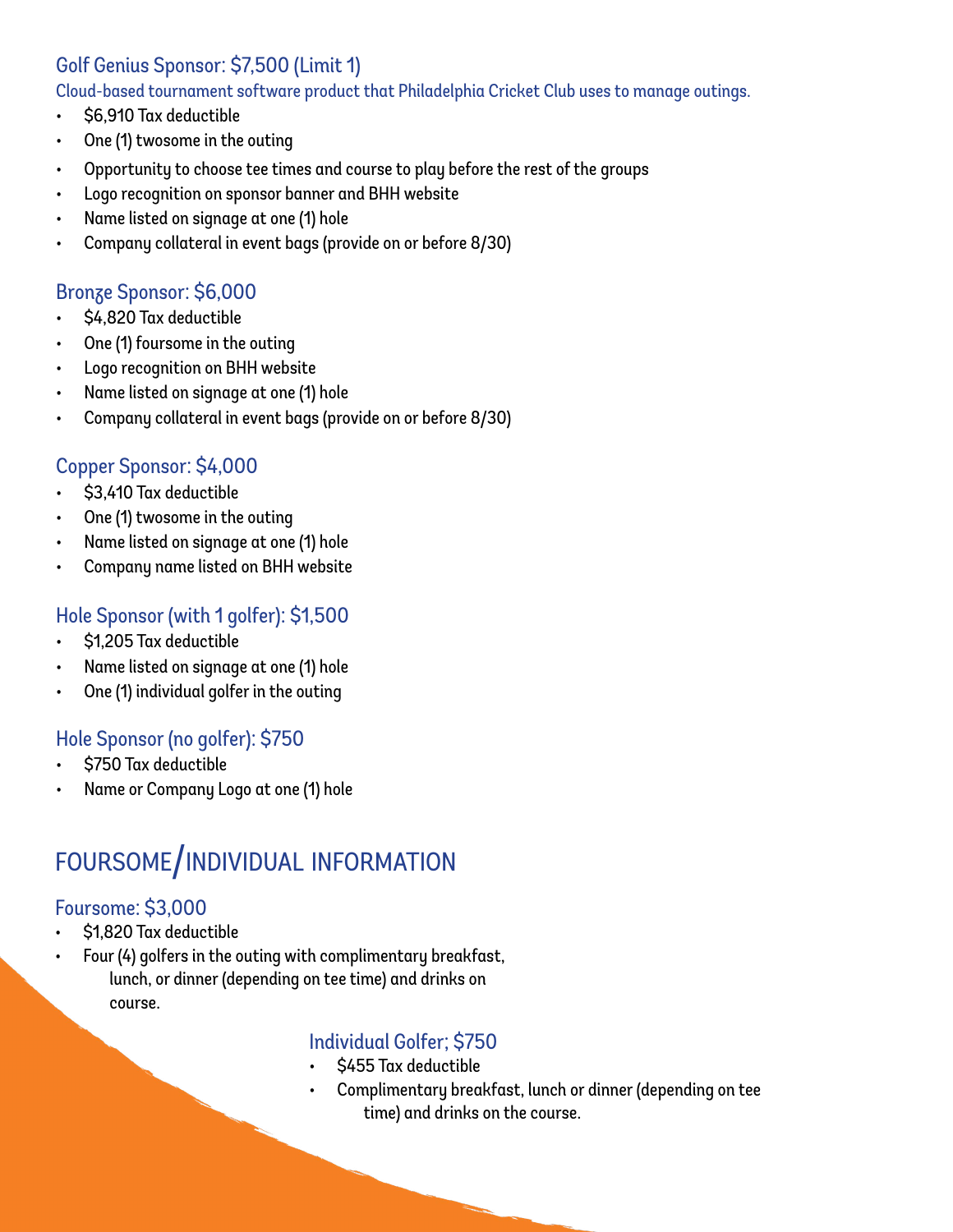### Golf Genius Sponsor: $7,500 (Limit 1)

Cloud-based tournament software product that Philadelphia Cricket Club uses to manage outings.

- $6,910 Tax deductible
- One (1) twosome in the outing
- Opportunity to choose tee times and course to play before the rest of the groups
- Logo recognition on sponsor banner and BHH website
- Name listed on signage at one (1) hole
- Company collateral in event bags (provide on or before 8/30)

### Bronze Sponsor: $6,000

- $4,820 Tax deductible
- One (1) foursome in the outing
- Logo recognition on BHH website
- Name listed on signage at one (1) hole
- Company collateral in event bags (provide on or before 8/30)

### Copper Sponsor: $4,000

- $3,410 Tax deductible
- One (1) twosome in the outing
- Name listed on signage at one (1) hole
- Company name listed on BHH website

### Hole Sponsor (with 1 golfer): $1,500

- $1,205 Tax deductible
- Name listed on signage at one (1) hole
- One (1) individual golfer in the outing

### Hole Sponsor (no golfer): $750

- $750 Tax deductible
- Name or Company Logo at one (1) hole

## FOURSOME/INDIVIDUAL INFORMATION

### Foursome: $3,000

- $1,820 Tax deductible
- Four (4) golfers in the outing with complimentary breakfast, lunch, or dinner (depending on tee time) and drinks on course.

### Individual Golfer; $750

- $455 Tax deductible
- Complimentary breakfast, lunch or dinner (depending on tee time) and drinks on the course.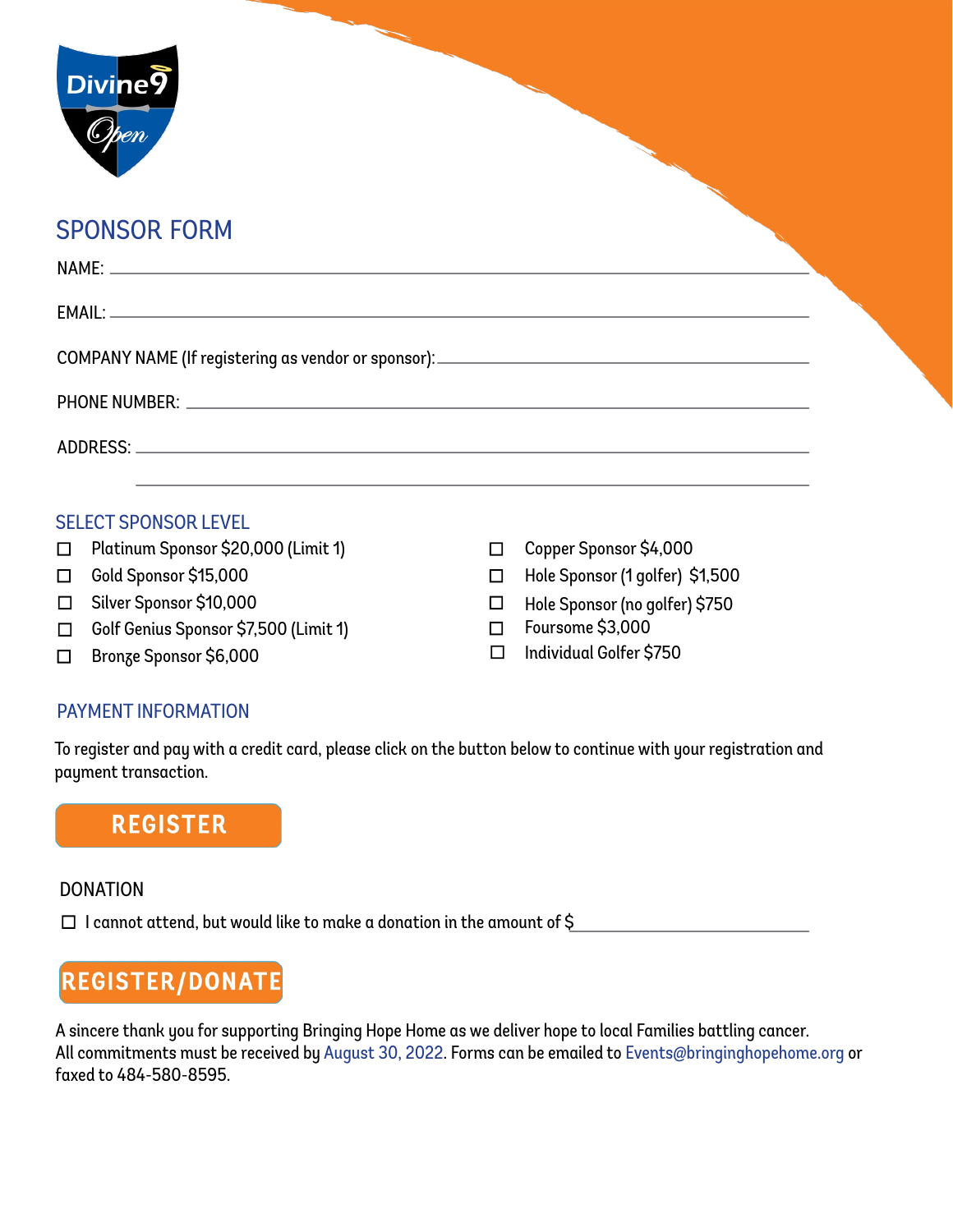## SPONSOR FORM

NAME: ____________________

EMAIL: ____________________

COMPANY NAME (If registering as vendor or sponsor): ____________________

PHONE NUMBER: ____________________

ADDRESS: ____________________

____________________

### SELECT SPONSOR LEVEL

- ☐ Platinum Sponsor $20,000 (Limit 1)
- ☐ Gold Sponsor $15,000
- ☐ Silver Sponsor $10,000
- ☐ Golf Genius Sponsor $7,500 (Limit 1)
- ☐ Bronze Sponsor $6,000
- ☐ Copper Sponsor $4,000
- ☐ Hole Sponsor (1 golfer) $1,500
- ☐ Hole Sponsor (no golfer) $750
- ☐ Foursome $3,000
- ☐ Individual Golfer $750

### PAYMENT INFORMATION

To register and pay with a credit card, please click on the button below to continue with your registration and payment transaction.

**REGISTER**

### DONATION

☐ I cannot attend, but would like to make a donation in the amount of $____________________

**REGISTER/DONATE**

A sincere thank you for supporting Bringing Hope Home as we deliver hope to local Families battling cancer. All commitments must be received by August 30, 2022. Forms can be emailed to Events@bringinghopehome.org or faxed to 484-580-8595.